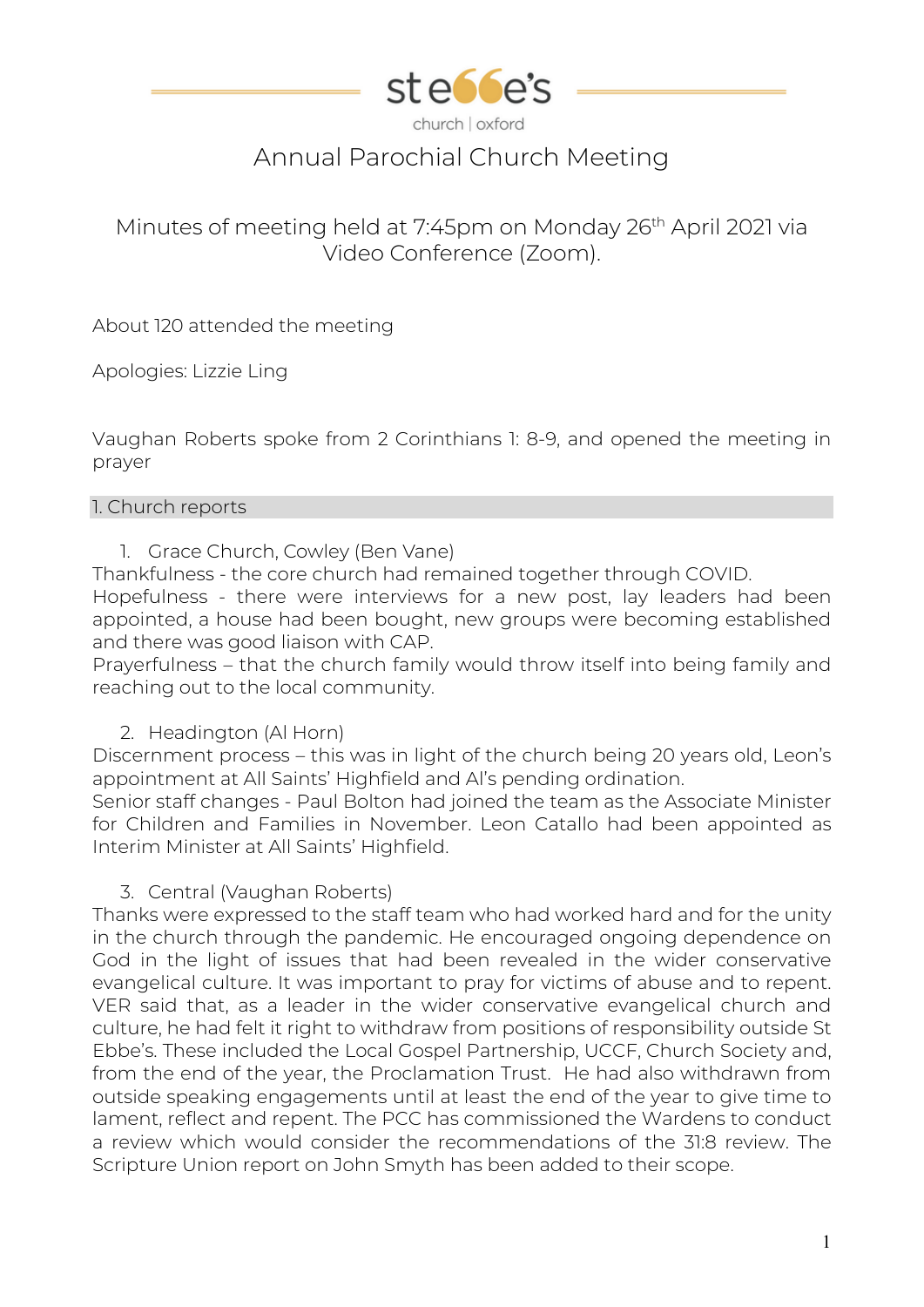st ebbe's

church | oxford

# Annual Parochial Church Meeting

Minutes of meeting held at 7:45pm on Monday 26th April 2021 via Video Conference (Zoom).

About 120 attended the meeting

Apologies: Lizzie Ling

Vaughan Roberts spoke from 2 Corinthians 1: 8-9, and opened the meeting in prayer

## 1. Church reports

1. Grace Church, Cowley (Ben Vane)

Thankfulness - the core church had remained together through COVID.
Hopefulness - there were interviews for a new post, lay leaders had been appointed, a house had been bought, new groups were becoming established and there was good liaison with CAP.
Prayerfulness – that the church family would throw itself into being family and reaching out to the local community.

2. Headington (Al Horn)

Discernment process – this was in light of the church being 20 years old, Leon's appointment at All Saints' Highfield and Al's pending ordination.
Senior staff changes - Paul Bolton had joined the team as the Associate Minister for Children and Families in November. Leon Catallo had been appointed as Interim Minister at All Saints' Highfield.

3. Central (Vaughan Roberts)

Thanks were expressed to the staff team who had worked hard and for the unity in the church through the pandemic. He encouraged ongoing dependence on God in the light of issues that had been revealed in the wider conservative evangelical culture. It was important to pray for victims of abuse and to repent. VER said that, as a leader in the wider conservative evangelical church and culture, he had felt it right to withdraw from positions of responsibility outside St Ebbe's. These included the Local Gospel Partnership, UCCF, Church Society and, from the end of the year, the Proclamation Trust. He had also withdrawn from outside speaking engagements until at least the end of the year to give time to lament, reflect and repent. The PCC has commissioned the Wardens to conduct a review which would consider the recommendations of the 31:8 review. The Scripture Union report on John Smyth has been added to their scope.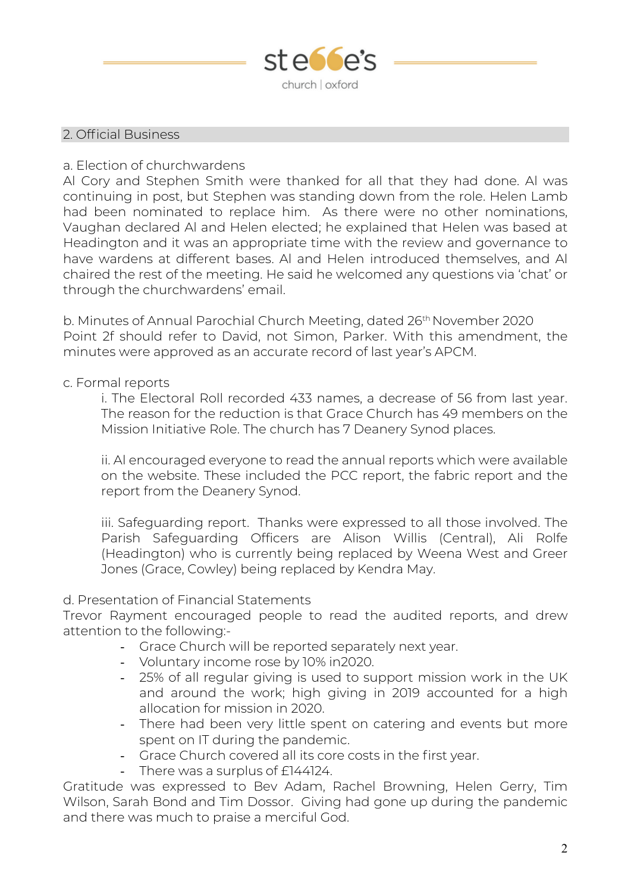## 2. Official Business

a. Election of churchwardens
Al Cory and Stephen Smith were thanked for all that they had done. Al was continuing in post, but Stephen was standing down from the role. Helen Lamb had been nominated to replace him. As there were no other nominations, Vaughan declared Al and Helen elected; he explained that Helen was based at Headington and it was an appropriate time with the review and governance to have wardens at different bases. Al and Helen introduced themselves, and Al chaired the rest of the meeting. He said he welcomed any questions via 'chat' or through the churchwardens' email.

b. Minutes of Annual Parochial Church Meeting, dated 26th November 2020
Point 2f should refer to David, not Simon, Parker. With this amendment, the minutes were approved as an accurate record of last year's APCM.

c. Formal reports

i. The Electoral Roll recorded 433 names, a decrease of 56 from last year. The reason for the reduction is that Grace Church has 49 members on the Mission Initiative Role. The church has 7 Deanery Synod places.

ii. Al encouraged everyone to read the annual reports which were available on the website. These included the PCC report, the fabric report and the report from the Deanery Synod.

iii. Safeguarding report. Thanks were expressed to all those involved. The Parish Safeguarding Officers are Alison Willis (Central), Ali Rolfe (Headington) who is currently being replaced by Weena West and Greer Jones (Grace, Cowley) being replaced by Kendra May.

d. Presentation of Financial Statements
Trevor Rayment encouraged people to read the audited reports, and drew attention to the following:-

- Grace Church will be reported separately next year.
- Voluntary income rose by 10% in2020.
- 25% of all regular giving is used to support mission work in the UK and around the work; high giving in 2019 accounted for a high allocation for mission in 2020.
- There had been very little spent on catering and events but more spent on IT during the pandemic.
- Grace Church covered all its core costs in the first year.
- There was a surplus of £144124.

Gratitude was expressed to Bev Adam, Rachel Browning, Helen Gerry, Tim Wilson, Sarah Bond and Tim Dossor. Giving had gone up during the pandemic and there was much to praise a merciful God.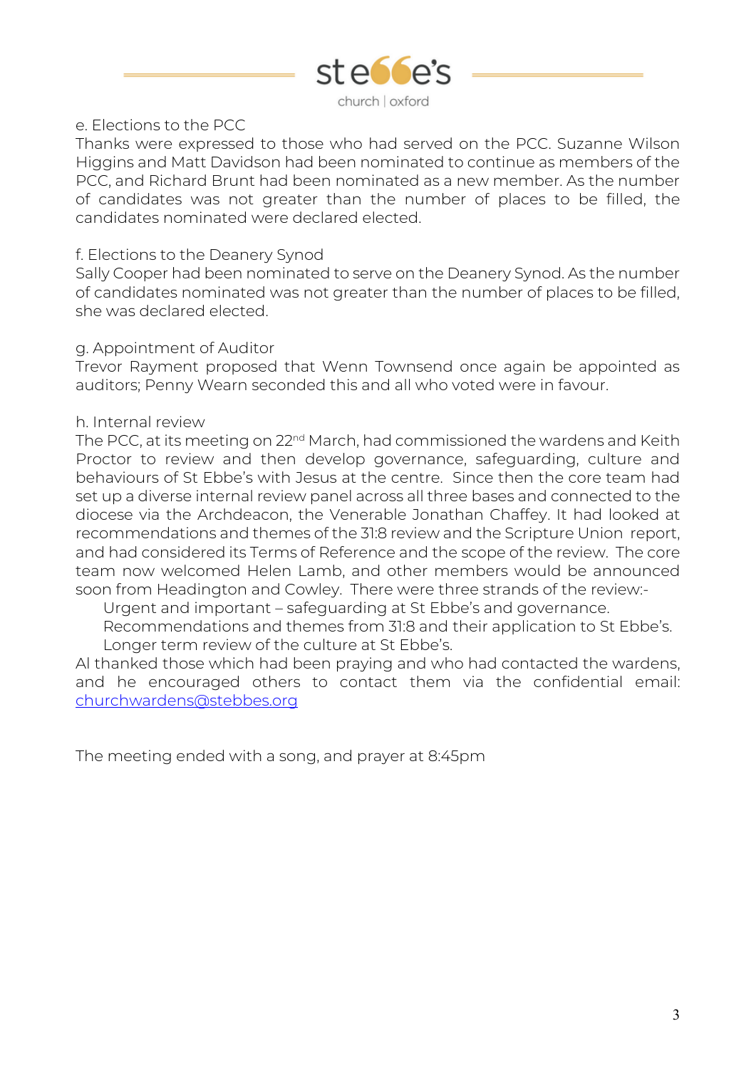e. Elections to the PCC

Thanks were expressed to those who had served on the PCC. Suzanne Wilson Higgins and Matt Davidson had been nominated to continue as members of the PCC, and Richard Brunt had been nominated as a new member. As the number of candidates was not greater than the number of places to be filled, the candidates nominated were declared elected.

f. Elections to the Deanery Synod

Sally Cooper had been nominated to serve on the Deanery Synod. As the number of candidates nominated was not greater than the number of places to be filled, she was declared elected.

g. Appointment of Auditor

Trevor Rayment proposed that Wenn Townsend once again be appointed as auditors; Penny Wearn seconded this and all who voted were in favour.

h. Internal review

The PCC, at its meeting on 22nd March, had commissioned the wardens and Keith Proctor to review and then develop governance, safeguarding, culture and behaviours of St Ebbe's with Jesus at the centre. Since then the core team had set up a diverse internal review panel across all three bases and connected to the diocese via the Archdeacon, the Venerable Jonathan Chaffey. It had looked at recommendations and themes of the 31:8 review and the Scripture Union report, and had considered its Terms of Reference and the scope of the review. The core team now welcomed Helen Lamb, and other members would be announced soon from Headington and Cowley. There were three strands of the review:-

Urgent and important – safeguarding at St Ebbe's and governance.
Recommendations and themes from 31:8 and their application to St Ebbe's.
Longer term review of the culture at St Ebbe's.

Al thanked those which had been praying and who had contacted the wardens, and he encouraged others to contact them via the confidential email: churchwardens@stebbes.org

The meeting ended with a song, and prayer at 8:45pm